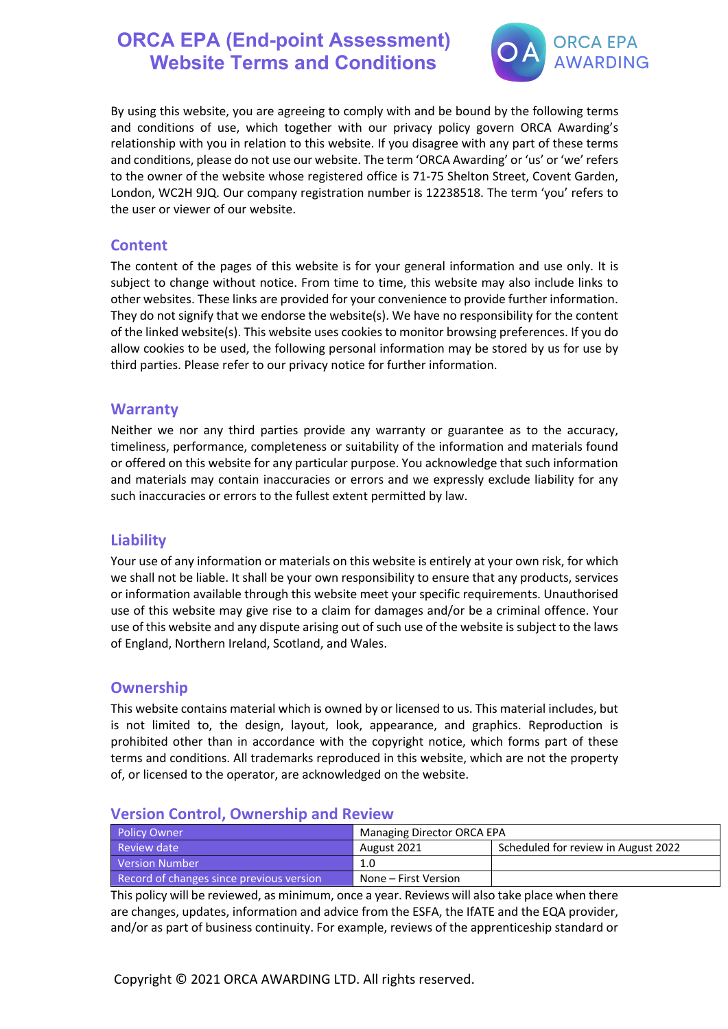# ORCA EPA (End-point Assessment) Website Terms and Conditions

ORCA EPA AWARDING

By using this website, you are agreeing to comply with and be bound by the following terms and conditions of use, which together with our privacy policy govern ORCA Awarding's relationship with you in relation to this website. If you disagree with any part of these terms and conditions, please do not use our website. The term 'ORCA Awarding' or 'us' or 'we' refers to the owner of the website whose registered office is 71-75 Shelton Street, Covent Garden, London, WC2H 9JQ. Our company registration number is 12238518. The term 'you' refers to the user or viewer of our website.

## Content

The content of the pages of this website is for your general information and use only. It is subject to change without notice. From time to time, this website may also include links to other websites. These links are provided for your convenience to provide further information. They do not signify that we endorse the website(s). We have no responsibility for the content of the linked website(s). This website uses cookies to monitor browsing preferences. If you do allow cookies to be used, the following personal information may be stored by us for use by third parties. Please refer to our privacy notice for further information.

## Warranty

Neither we nor any third parties provide any warranty or guarantee as to the accuracy, timeliness, performance, completeness or suitability of the information and materials found or offered on this website for any particular purpose. You acknowledge that such information and materials may contain inaccuracies or errors and we expressly exclude liability for any such inaccuracies or errors to the fullest extent permitted by law.

## Liability

Your use of any information or materials on this website is entirely at your own risk, for which we shall not be liable. It shall be your own responsibility to ensure that any products, services or information available through this website meet your specific requirements. Unauthorised use of this website may give rise to a claim for damages and/or be a criminal offence. Your use of this website and any dispute arising out of such use of the website is subject to the laws of England, Northern Ireland, Scotland, and Wales.

## Ownership

This website contains material which is owned by or licensed to us. This material includes, but is not limited to, the design, layout, look, appearance, and graphics. Reproduction is prohibited other than in accordance with the copyright notice, which forms part of these terms and conditions. All trademarks reproduced in this website, which are not the property of, or licensed to the operator, are acknowledged on the website.

## Version Control, Ownership and Review

| | | |
|---|---|---|
| Policy Owner | Managing Director ORCA EPA | |
| Review date | August 2021 | Scheduled for review in August 2022 |
| Version Number | 1.0 | |
| Record of changes since previous version | None – First Version | |

This policy will be reviewed, as minimum, once a year. Reviews will also take place when there are changes, updates, information and advice from the ESFA, the IfATE and the EQA provider, and/or as part of business continuity. For example, reviews of the apprenticeship standard or

Copyright © 2021 ORCA AWARDING LTD. All rights reserved.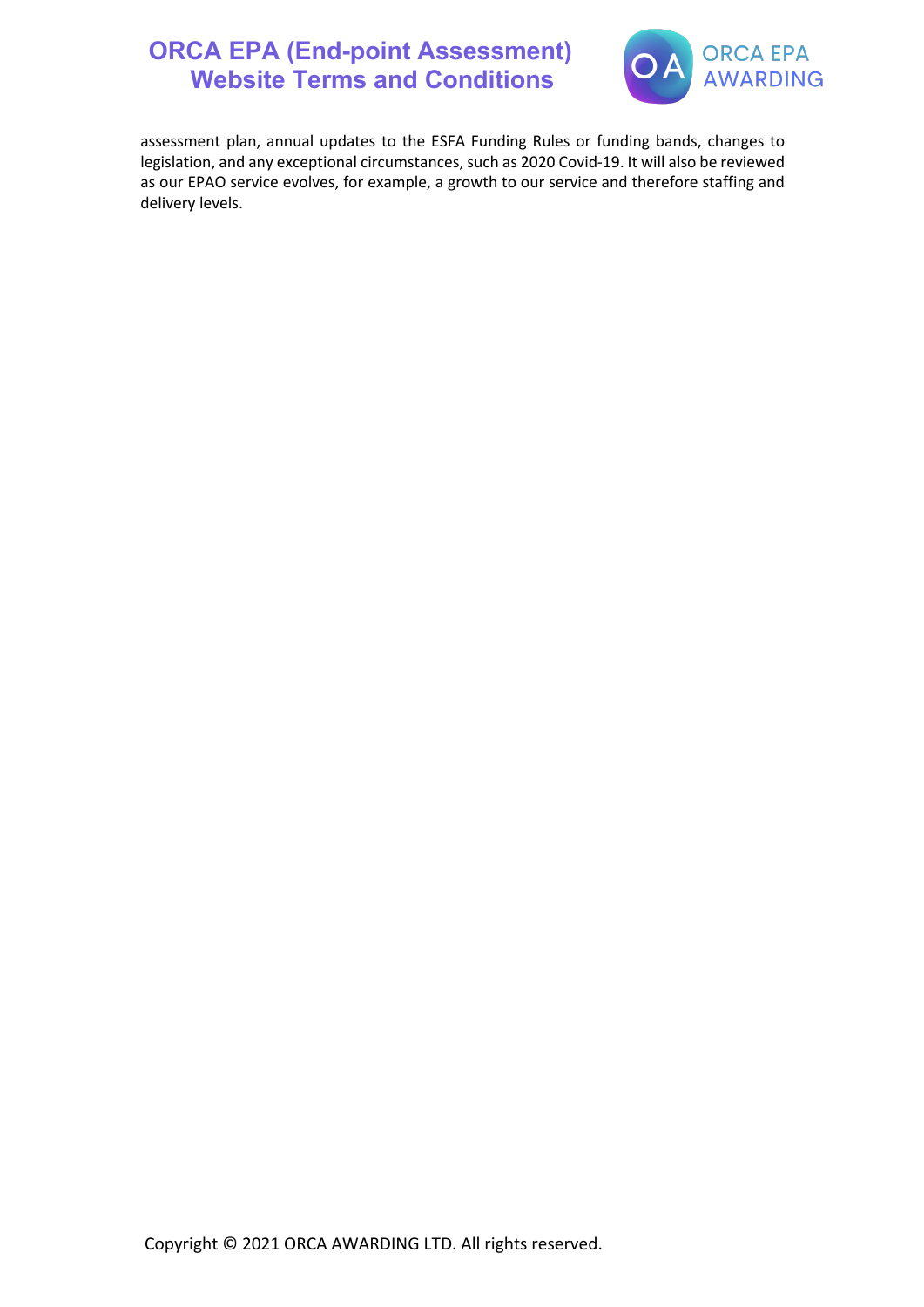assessment plan, annual updates to the ESFA Funding Rules or funding bands, changes to legislation, and any exceptional circumstances, such as 2020 Covid-19. It will also be reviewed as our EPAO service evolves, for example, a growth to our service and therefore staffing and delivery levels.